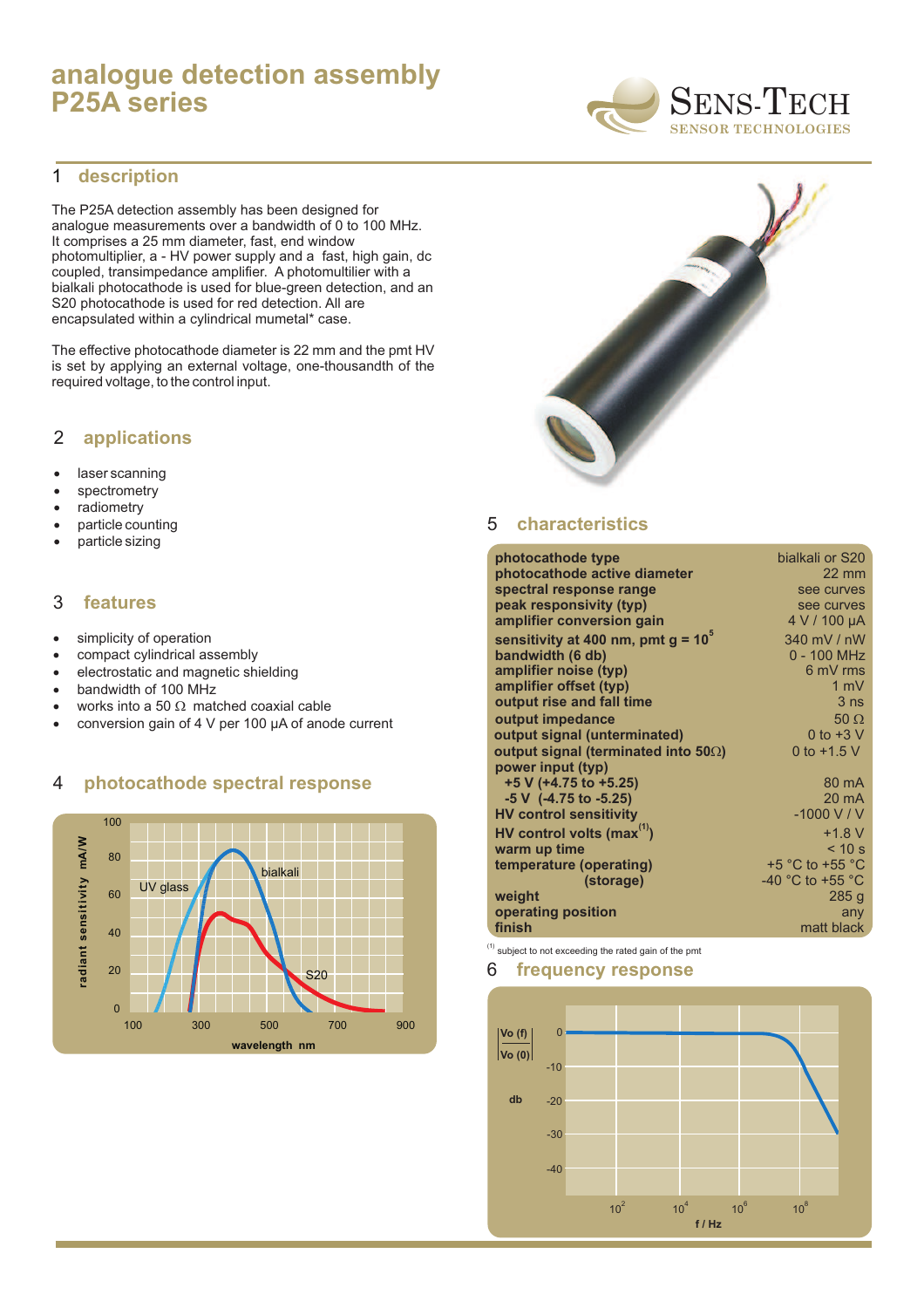# analogue detection assembly P25A series

SENS-TECH
SENSOR TECHNOLOGIES

## 1 description

The P25A detection assembly has been designed for analogue measurements over a bandwidth of 0 to 100 MHz. It comprises a 25 mm diameter, fast, end window photomultiplier, a - HV power supply and a fast, high gain, dc coupled, transimpedance amplifier. A photomultiplier with a bialkali photocathode is used for blue-green detection, and an S20 photocathode is used for red detection. All are encapsulated within a cylindrical mumetal* case.

The effective photocathode diameter is 22 mm and the pmt HV is set by applying an external voltage, one-thousandth of the required voltage, to the control input.

## 2 applications

- laser scanning
- spectrometry
- radiometry
- particle counting
- particle sizing

## 3 features

- simplicity of operation
- compact cylindrical assembly
- electrostatic and magnetic shielding
- bandwidth of 100 MHz
- works into a 50 Ω matched coaxial cable
- conversion gain of 4 V per 100 μA of anode current

## 4 photocathode spectral response

## 5 characteristics

| | |
|---|---|
| **photocathode type** | bialkali or S20 |
| **photocathode active diameter** | 22 mm |
| **spectral response range** | see curves |
| **peak responsivity (typ)** | see curves |
| **amplifier conversion gain** | 4 V / 100 μA |
| **sensitivity at 400 nm, pmt g = $10^5$** | 340 mV / nW |
| **bandwidth (6 db)** | 0 - 100 MHz |
| **amplifier noise (typ)** | 6 mV rms |
| **amplifier offset (typ)** | 1 mV |
| **output rise and fall time** | 3 ns |
| **output impedance** | 50 Ω |
| **output signal (unterminated)** | 0 to +3 V |
| **output signal (terminated into 50Ω)** | 0 to +1.5 V |
| **power input (typ)** | |
| **+5 V (+4.75 to +5.25)** | 80 mA |
| **-5 V (-4.75 to -5.25)** | 20 mA |
| **HV control sensitivity** | -1000 V / V |
| **HV control volts (max[1])** | +1.8 V |
| **warm up time** | < 10 s |
| **temperature (operating)** | +5 °C to +55 °C |
| **(storage)** | -40 °C to +55 °C |
| **weight** | 285 g |
| **operating position** | any |
| **finish** | matt black |

[1] subject to not exceeding the rated gain of the pmt

## 6 frequency response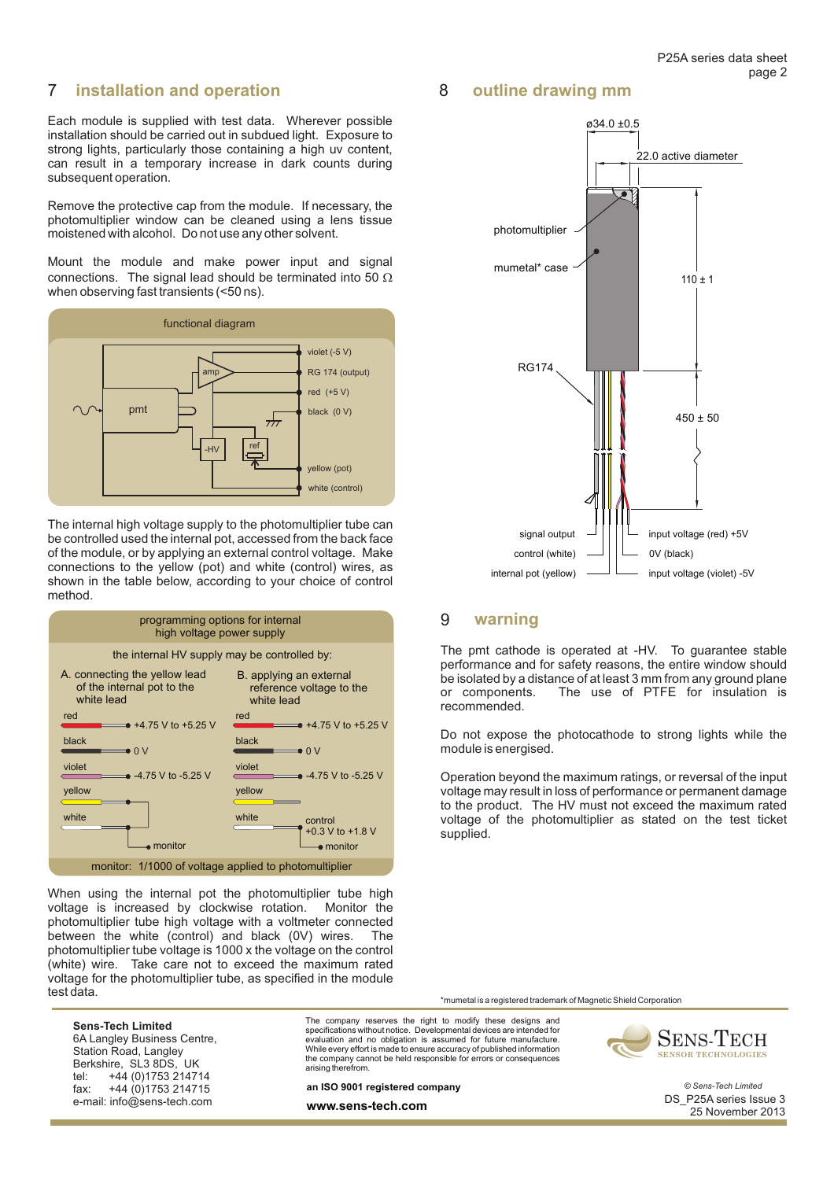## 7 installation and operation

Each module is supplied with test data. Wherever possible installation should be carried out in subdued light. Exposure to strong lights, particularly those containing a high uv content, can result in a temporary increase in dark counts during subsequent operation.

Remove the protective cap from the module. If necessary, the photomultiplier window can be cleaned using a lens tissue moistened with alcohol. Do not use any other solvent.

Mount the module and make power input and signal connections. The signal lead should be terminated into 50 Ω when observing fast transients (<50 ns).

functional diagram

pmt
amp
-HV
ref
violet (-5 V)
RG 174 (output)
red (+5 V)
black (0 V)
yellow (pot)
white (control)

The internal high voltage supply to the photomultiplier tube can be controlled used the internal pot, accessed from the back face of the module, or by applying an external control voltage. Make connections to the yellow (pot) and white (control) wires, as shown in the table below, according to your choice of control method.

programming options for internal high voltage power supply

the internal HV supply may be controlled by:

| A. connecting the yellow lead of the internal pot to the white lead | B. applying an external reference voltage to the white lead |
|---|---|
| red: +4.75 V to +5.25 V | red: +4.75 V to +5.25 V |
| black: 0 V | black: 0 V |
| violet: -4.75 V to -5.25 V | violet: -4.75 V to -5.25 V |
| yellow | yellow |
| white: monitor | white: control +0.3 V to +1.8 V; monitor |

monitor: 1/1000 of voltage applied to photomultiplier

When using the internal pot the photomultiplier tube high voltage is increased by clockwise rotation. Monitor the photomultiplier tube high voltage with a voltmeter connected between the white (control) and black (0V) wires. The photomultiplier tube voltage is 1000 x the voltage on the control (white) wire. Take care not to exceed the maximum rated voltage for the photomultiplier tube, as specified in the module test data.

## 8 outline drawing mm

ø34.0 ±0.5
22.0 active diameter
photomultiplier
mumetal* case
110 ± 1
RG174
450 ± 50
signal output
control (white)
internal pot (yellow)
input voltage (red) +5V
0V (black)
input voltage (violet) -5V

## 9 warning

The pmt cathode is operated at -HV. To guarantee stable performance and for safety reasons, the entire window should be isolated by a distance of at least 3 mm from any ground plane or components. The use of PTFE for insulation is recommended.

Do not expose the photocathode to strong lights while the module is energised.

Operation beyond the maximum ratings, or reversal of the input voltage may result in loss of performance or permanent damage to the product. The HV must not exceed the maximum rated voltage of the photomultiplier as stated on the test ticket supplied.

*mumetal is a registered trademark of Magnetic Shield Corporation

**Sens-Tech Limited**
6A Langley Business Centre,
Station Road, Langley
Berkshire, SL3 8DS, UK
tel: +44 (0)1753 214714
fax: +44 (0)1753 214715
e-mail: info@sens-tech.com

The company reserves the right to modify these designs and specifications without notice. Developmental devices are intended for evaluation and no obligation is assumed for future manufacture. While every effort is made to ensure accuracy of published information the company cannot be held responsible for errors or consequences arising therefrom.

**an ISO 9001 registered company**

**www.sens-tech.com**

SENS-TECH SENSOR TECHNOLOGIES

© Sens-Tech Limited
DS_P25A series Issue 3
25 November 2013